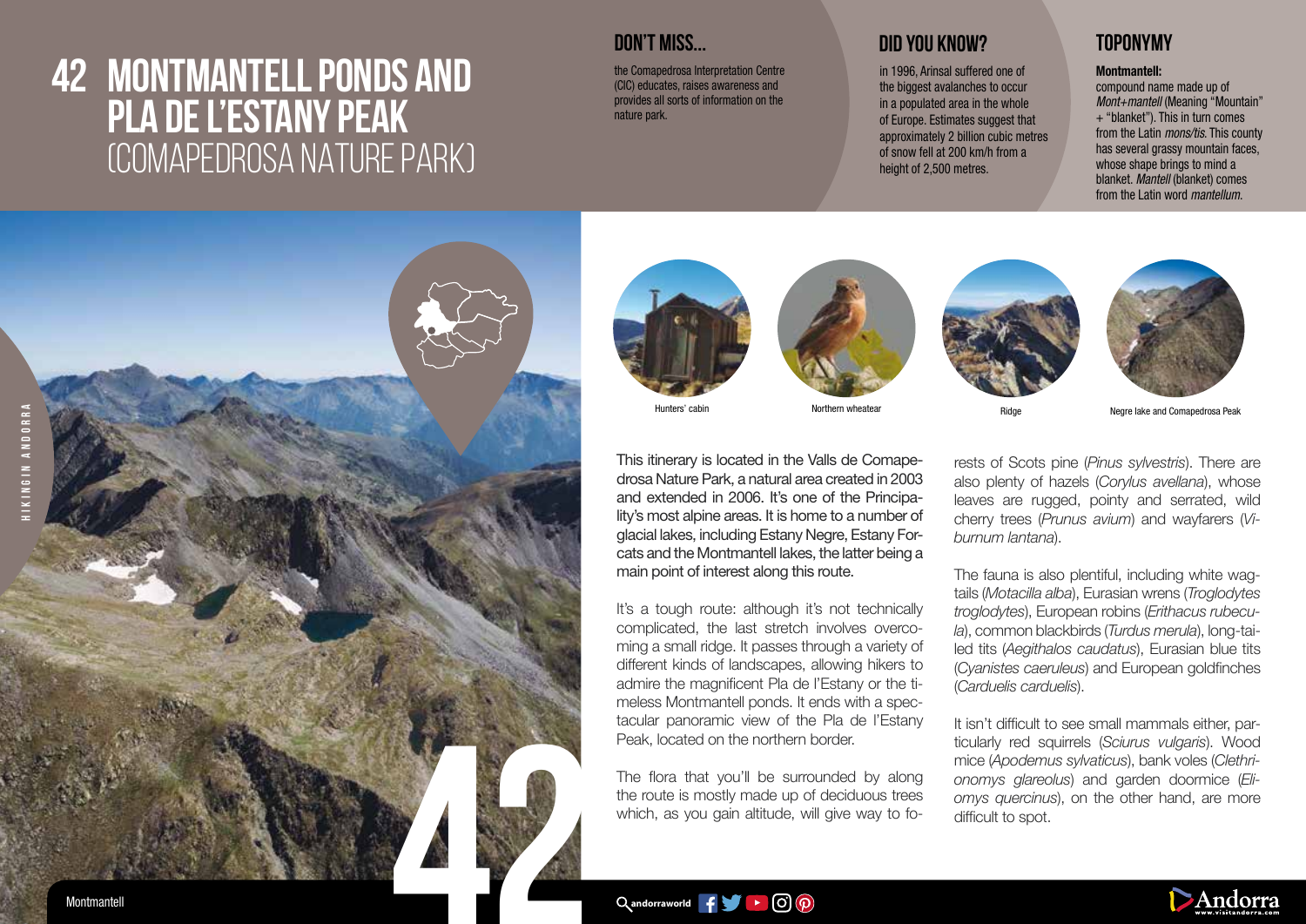# 42 MONTMANTELL PONDS AND PLA DE L'ESTANY PEAK (COMAPEDROSA NATURE PARK)

## DON'T MISS...

the Comapedrosa Interpretation Centre (CIC) educates, raises awareness and provides all sorts of information on the nature park.

## DID YOU KNOW?

in 1996, Arinsal suffered one of the biggest avalanches to occur in a populated area in the whole of Europe. Estimates suggest that approximately 2 billion cubic metres of snow fell at 200 km/h from a height of 2,500 metres.

## TOPONYMY

**Montmantell:**

compound name made up of *Mont+mantell* (Meaning "Mountain" + "blanket"). This in turn comes from the Latin *mons/tis*. This county has several grassy mountain faces, whose shape brings to mind a blanket. *Mantell* (blanket) comes from the Latin word *mantellum*.

Hunters' cabin

Northern wheatear

Ridge

Negre lake and Comapedrosa Peak

This itinerary is located in the Valls de Comapedrosa Nature Park, a natural area created in 2003 and extended in 2006. It's one of the Principality's most alpine areas. It is home to a number of glacial lakes, including Estany Negre, Estany Forcats and the Montmantell lakes, the latter being a main point of interest along this route.

It's a tough route: although it's not technically complicated, the last stretch involves overcoming a small ridge. It passes through a variety of different kinds of landscapes, allowing hikers to admire the magnificent Pla de l'Estany or the timeless Montmantell ponds. It ends with a spectacular panoramic view of the Pla de l'Estany Peak, located on the northern border.

The flora that you'll be surrounded by along the route is mostly made up of deciduous trees which, as you gain altitude, will give way to forests of Scots pine (*Pinus sylvestris*). There are also plenty of hazels (*Corylus avellana*), whose leaves are rugged, pointy and serrated, wild cherry trees (*Prunus avium*) and wayfarers (*Viburnum lantana*).

The fauna is also plentiful, including white wagtails (*Motacilla alba*), Eurasian wrens (*Troglodytes troglodytes*), European robins (*Erithacus rubecula*), common blackbirds (*Turdus merula*), long-tailed tits (*Aegithalos caudatus*), Eurasian blue tits (*Cyanistes caeruleus*) and European goldfinches (*Carduelis carduelis*).

It isn't difficult to see small mammals either, particularly red squirrels (*Sciurus vulgaris*). Wood mice (*Apodemus sylvaticus*), bank voles (*Clethrionomys glareolus*) and garden doormice (*Eliomys quercinus*), on the other hand, are more difficult to spot.

Montmantell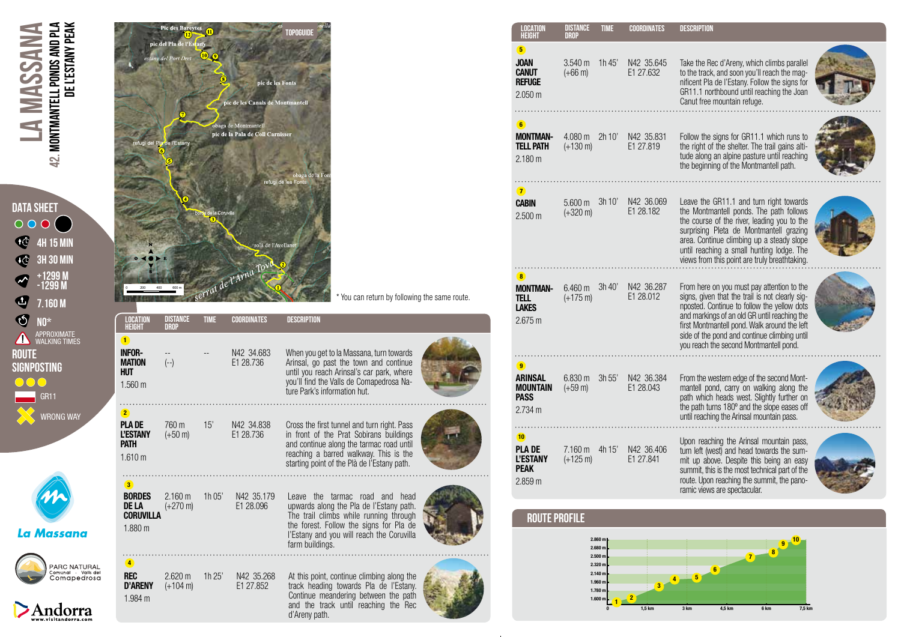# LA MASSANA

## 42. MONTMANTELL PONDS AND PLA DE L'ESTANY PEAK

TOPOGUIDE

Pic des Bareytes
pic del Pla de l'Estany
estany del Port Dret
pic de les Fonts
pic de les Canals de Montmantell
obaga de Montmantell
pic de la Pala de Coll Carnisser
refugi del Pla de l'Estany
obaga de la Font
refugi de les Fonts
borda de la Coruvilla
solà de l'Avellanet
serrat de l'Arna Tova

0 200 400 600 m

\* You can return by following the same route.

## DATA SHEET

4H 15 MIN

3H 30 MIN

+1299 M
-1299 M

7.160 M

NO*

APPROXIMATE WALKING TIMES

## ROUTE SIGNPOSTING

GR11

WRONG WAY

La Massana

PARC NATURAL Comunal · Valls del Comapedrosa

Andorra www.visitandorra.com

| LOCATION HEIGHT | DISTANCE DROP | TIME | COORDINATES | DESCRIPTION |
|---|---|---|---|---|
| **1** **INFORMATION HUT** 1.560 m | -- (--) | -- | N42 34.683 E1 28.736 | When you get to la Massana, turn towards Arinsal, go past the town and continue until you reach Arinsal's car park, where you'll find the Valls de Comapedrosa Nature Park's information hut. |
| **2** **PLA DE L'ESTANY PATH** 1.610 m | 760 m (+50 m) | 15' | N42 34.838 E1 28.736 | Cross the first tunnel and turn right. Pass in front of the Prat Sobirans buildings and continue along the tarmac road until reaching a barred walkway. This is the starting point of the Plà de l'Estany path. |
| **3** **BORDES DE LA CORUVILLA** 1.880 m | 2.160 m (+270 m) | 1h 05' | N42 35.179 E1 28.096 | Leave the tarmac road and head upwards along the Pla de l'Estany path. The trail climbs while running through the forest. Follow the signs for Pla de l'Estany and you will reach the Coruvilla farm buildings. |
| **4** **REC D'ARENY** 1.984 m | 2.620 m (+104 m) | 1h 25' | N42 35.268 E1 27.852 | At this point, continue climbing along the track heading towards Pla de l'Estany. Continue meandering between the path and the track until reaching the Rec d'Areny path. |
| **5** **JOAN CANUT REFUGE** 2.050 m | 3.540 m (+66 m) | 1h 45' | N42 35.645 E1 27.632 | Take the Rec d'Areny, which climbs parallel to the track, and soon you'll reach the magnificent Pla de l'Estany. Follow the signs for GR11.1 northbound until reaching the Joan Canut free mountain refuge. |
| **6** **MONTMANTELL PATH** 2.180 m | 4.080 m (+130 m) | 2h 10' | N42 35.831 E1 27.819 | Follow the signs for GR11.1 which runs to the right of the shelter. The trail gains altitude along an alpine pasture until reaching the beginning of the Montmantell path. |
| **7** **CABIN** 2.500 m | 5.600 m (+320 m) | 3h 10' | N42 36.069 E1 28.182 | Leave the GR11.1 and turn right towards the Montmantell ponds. The path follows the course of the river, leading you to the surprising Pleta de Montmantell grazing area. Continue climbing up a steady slope until reaching a small hunting lodge. The views from this point are truly breathtaking. |
| **8** **MONTMANTELL LAKES** 2.675 m | 6.460 m (+175 m) | 3h 40' | N42 36.287 E1 28.012 | From here on you must pay attention to the signs, given that the trail is not clearly signposted. Continue to follow the yellow dots and markings of an old GR until reaching the first Montmantell pond. Walk around the left side of the pond and continue climbing until you reach the second Montmantell pond. |
| **9** **ARINSAL MOUNTAIN PASS** 2.734 m | 6.830 m (+59 m) | 3h 55' | N42 36.384 E1 28.043 | From the western edge of the second Montmantell pond, carry on walking along the path which heads west. Slightly further on the path turns 180º and the slope eases off until reaching the Arinsal mountain pass. |
| **10** **PLA DE L'ESTANY PEAK** 2.859 m | 7.160 m (+125 m) | 4h 15' | N42 36.406 E1 27.841 | Upon reaching the Arinsal mountain pass, turn left (west) and head towards the summit up above. Despite this being an easy summit, this is the most technical part of the route. Upon reaching the summit, the panoramic views are spectacular. |

## ROUTE PROFILE

2.860 m
2.680 m
2.500 m
2.320 m
2.140 m
1.960 m
1.780 m
1.600 m

0
1,5 km
3 km
4,5 km
6 km
7,5 km